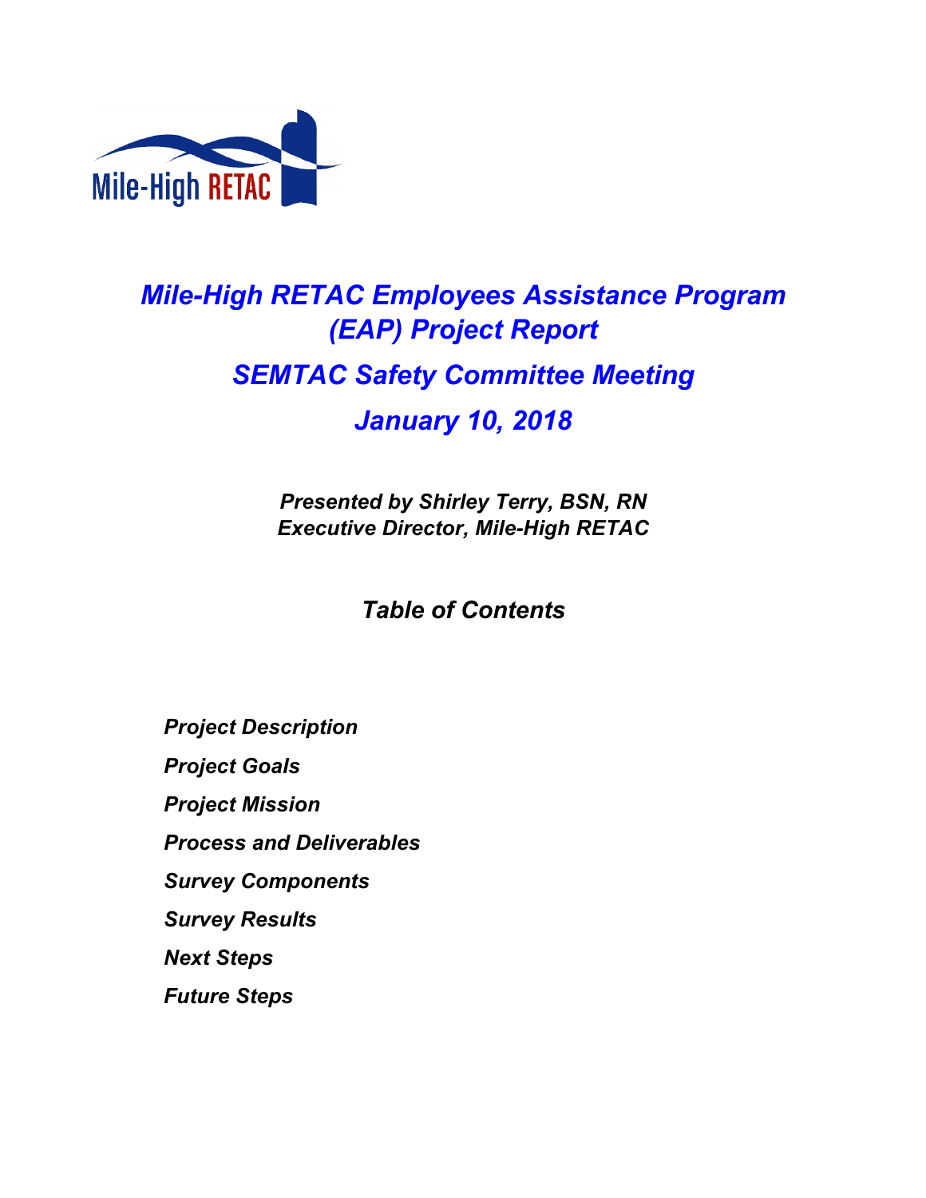Mile-High RETAC

# *Mile-High RETAC Employees Assistance Program (EAP) Project Report*

## *SEMTAC Safety Committee Meeting*

## *January 10, 2018*

***Presented by Shirley Terry, BSN, RN***
***Executive Director, Mile-High RETAC***

## *Table of Contents*

- ***Project Description***
- ***Project Goals***
- ***Project Mission***
- ***Process and Deliverables***
- ***Survey Components***
- ***Survey Results***
- ***Next Steps***
- ***Future Steps***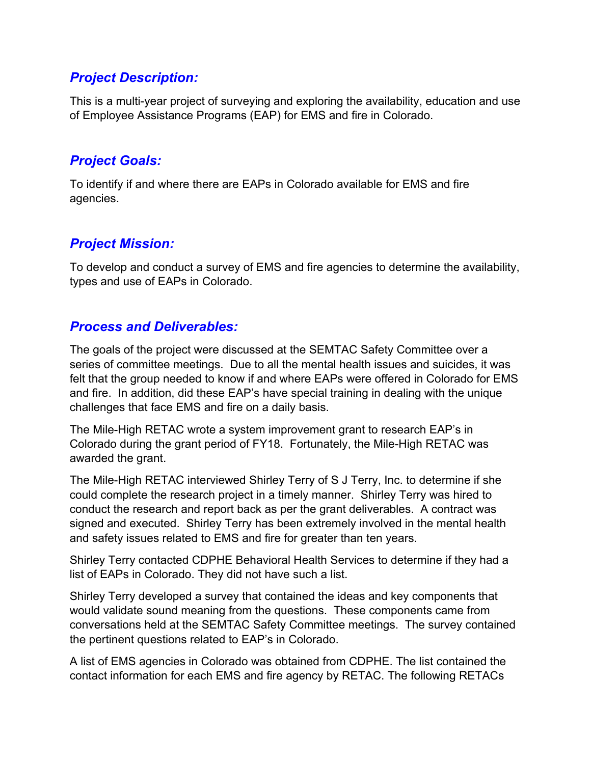## ***Project Description:***

This is a multi-year project of surveying and exploring the availability, education and use of Employee Assistance Programs (EAP) for EMS and fire in Colorado.

## ***Project Goals:***

To identify if and where there are EAPs in Colorado available for EMS and fire agencies.

## ***Project Mission:***

To develop and conduct a survey of EMS and fire agencies to determine the availability, types and use of EAPs in Colorado.

## ***Process and Deliverables:***

The goals of the project were discussed at the SEMTAC Safety Committee over a series of committee meetings. Due to all the mental health issues and suicides, it was felt that the group needed to know if and where EAPs were offered in Colorado for EMS and fire. In addition, did these EAP's have special training in dealing with the unique challenges that face EMS and fire on a daily basis.

The Mile-High RETAC wrote a system improvement grant to research EAP's in Colorado during the grant period of FY18. Fortunately, the Mile-High RETAC was awarded the grant.

The Mile-High RETAC interviewed Shirley Terry of S J Terry, Inc. to determine if she could complete the research project in a timely manner. Shirley Terry was hired to conduct the research and report back as per the grant deliverables. A contract was signed and executed. Shirley Terry has been extremely involved in the mental health and safety issues related to EMS and fire for greater than ten years.

Shirley Terry contacted CDPHE Behavioral Health Services to determine if they had a list of EAPs in Colorado. They did not have such a list.

Shirley Terry developed a survey that contained the ideas and key components that would validate sound meaning from the questions. These components came from conversations held at the SEMTAC Safety Committee meetings. The survey contained the pertinent questions related to EAP's in Colorado.

A list of EMS agencies in Colorado was obtained from CDPHE. The list contained the contact information for each EMS and fire agency by RETAC. The following RETACs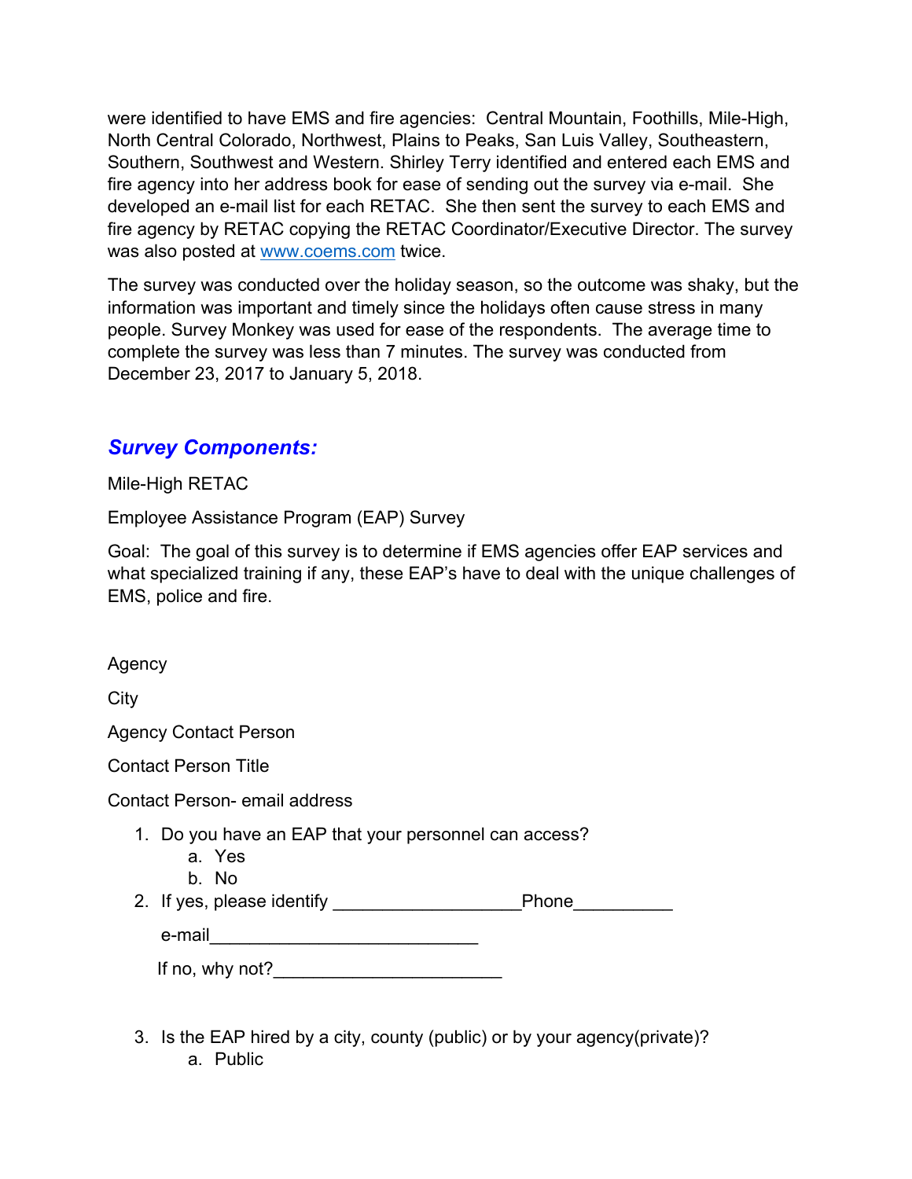were identified to have EMS and fire agencies: Central Mountain, Foothills, Mile-High, North Central Colorado, Northwest, Plains to Peaks, San Luis Valley, Southeastern, Southern, Southwest and Western. Shirley Terry identified and entered each EMS and fire agency into her address book for ease of sending out the survey via e-mail. She developed an e-mail list for each RETAC. She then sent the survey to each EMS and fire agency by RETAC copying the RETAC Coordinator/Executive Director. The survey was also posted at [www.coems.com](http://www.coems.com) twice.

The survey was conducted over the holiday season, so the outcome was shaky, but the information was important and timely since the holidays often cause stress in many people. Survey Monkey was used for ease of the respondents. The average time to complete the survey was less than 7 minutes. The survey was conducted from December 23, 2017 to January 5, 2018.

## *Survey Components:*

Mile-High RETAC

Employee Assistance Program (EAP) Survey

Goal: The goal of this survey is to determine if EMS agencies offer EAP services and what specialized training if any, these EAP's have to deal with the unique challenges of EMS, police and fire.

Agency

City

Agency Contact Person

Contact Person Title

Contact Person- email address

1. Do you have an EAP that your personnel can access?
   a. Yes
   b. No
2. If yes, please identify __________________Phone__________

   e-mail___________________________

   If no, why not?_______________________

3. Is the EAP hired by a city, county (public) or by your agency(private)?
   a. Public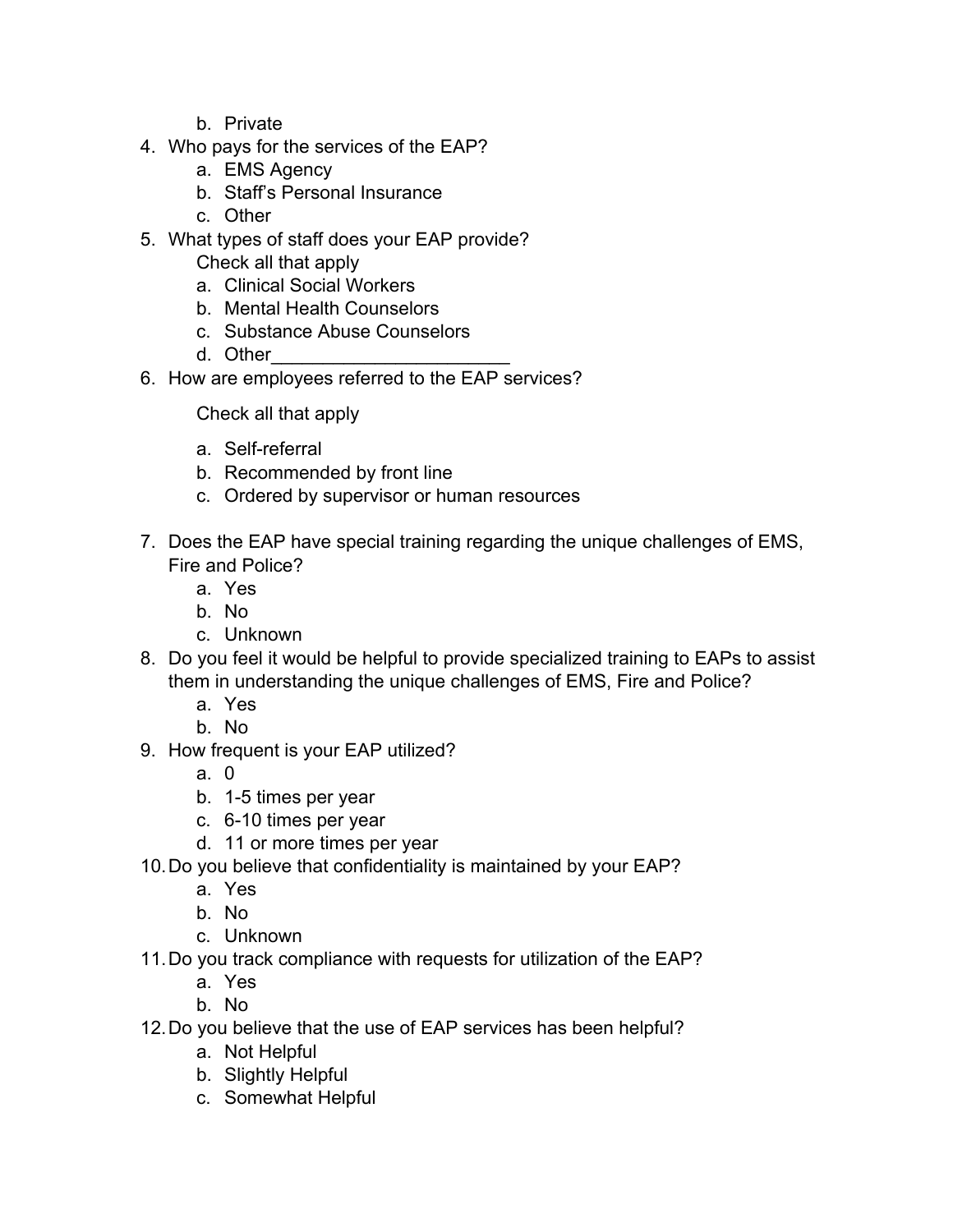b. Private

4. Who pays for the services of the EAP?
   a. EMS Agency
   b. Staff's Personal Insurance
   c. Other
5. What types of staff does your EAP provide?
   Check all that apply
   a. Clinical Social Workers
   b. Mental Health Counselors
   c. Substance Abuse Counselors
   d. Other_______________________
6. How are employees referred to the EAP services?

   Check all that apply

   a. Self-referral
   b. Recommended by front line
   c. Ordered by supervisor or human resources

7. Does the EAP have special training regarding the unique challenges of EMS, Fire and Police?
   a. Yes
   b. No
   c. Unknown
8. Do you feel it would be helpful to provide specialized training to EAPs to assist them in understanding the unique challenges of EMS, Fire and Police?
   a. Yes
   b. No
9. How frequent is your EAP utilized?
   a. 0
   b. 1-5 times per year
   c. 6-10 times per year
   d. 11 or more times per year
10. Do you believe that confidentiality is maintained by your EAP?
    a. Yes
    b. No
    c. Unknown
11. Do you track compliance with requests for utilization of the EAP?
    a. Yes
    b. No
12. Do you believe that the use of EAP services has been helpful?
    a. Not Helpful
    b. Slightly Helpful
    c. Somewhat Helpful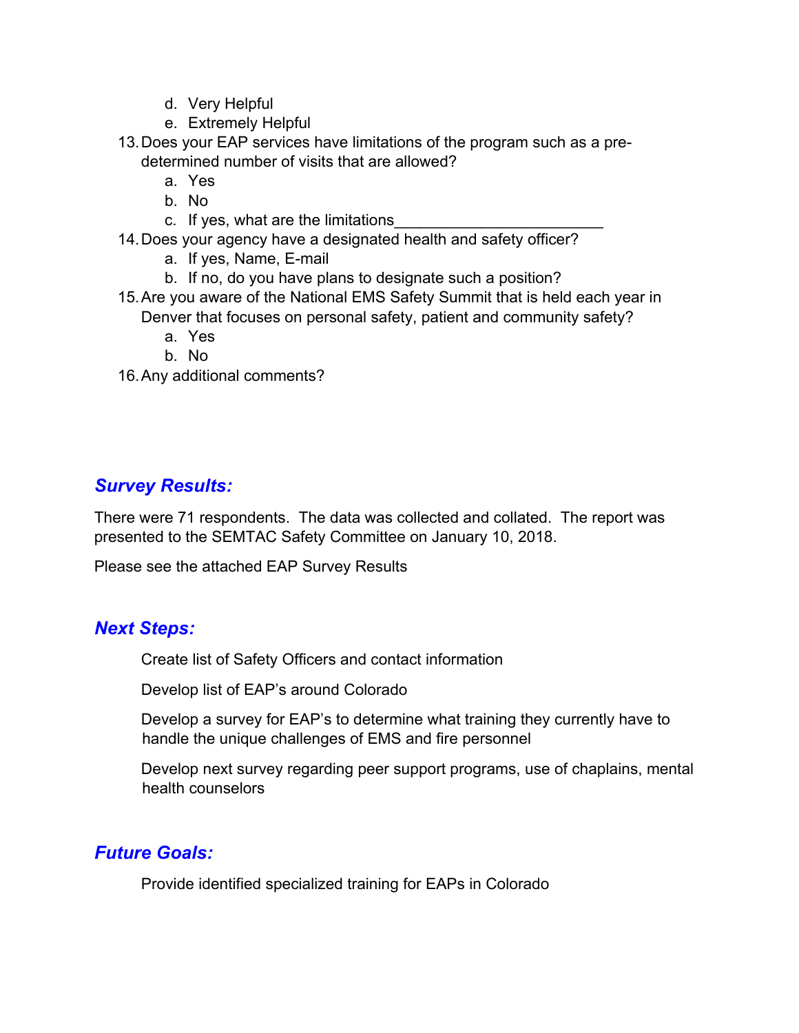d. Very Helpful
    e. Extremely Helpful

13. Does your EAP services have limitations of the program such as a pre-determined number of visits that are allowed?
    a. Yes
    b. No
    c. If yes, what are the limitations________________________
14. Does your agency have a designated health and safety officer?
    a. If yes, Name, E-mail
    b. If no, do you have plans to designate such a position?
15. Are you aware of the National EMS Safety Summit that is held each year in Denver that focuses on personal safety, patient and community safety?
    a. Yes
    b. No
16. Any additional comments?

## *Survey Results:*

There were 71 respondents. The data was collected and collated. The report was presented to the SEMTAC Safety Committee on January 10, 2018.

Please see the attached EAP Survey Results

## *Next Steps:*

Create list of Safety Officers and contact information

Develop list of EAP's around Colorado

Develop a survey for EAP's to determine what training they currently have to handle the unique challenges of EMS and fire personnel

Develop next survey regarding peer support programs, use of chaplains, mental health counselors

## *Future Goals:*

Provide identified specialized training for EAPs in Colorado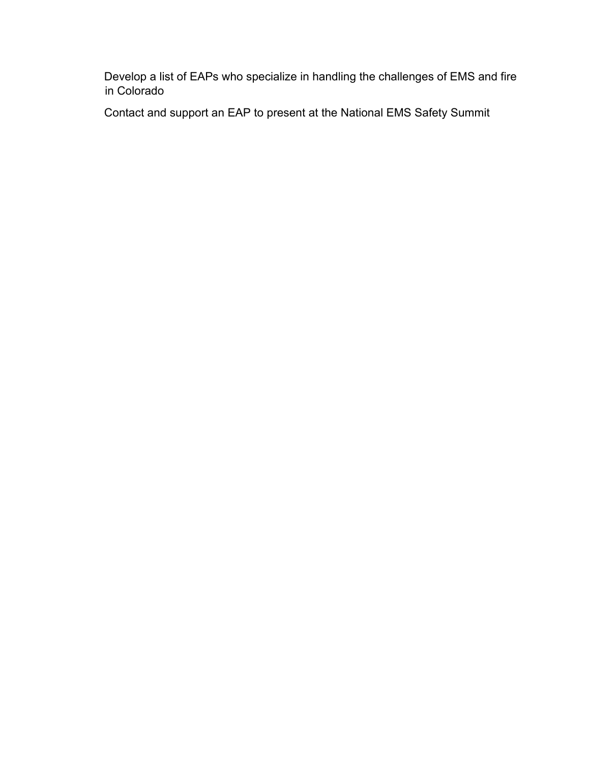Develop a list of EAPs who specialize in handling the challenges of EMS and fire in Colorado

Contact and support an EAP to present at the National EMS Safety Summit